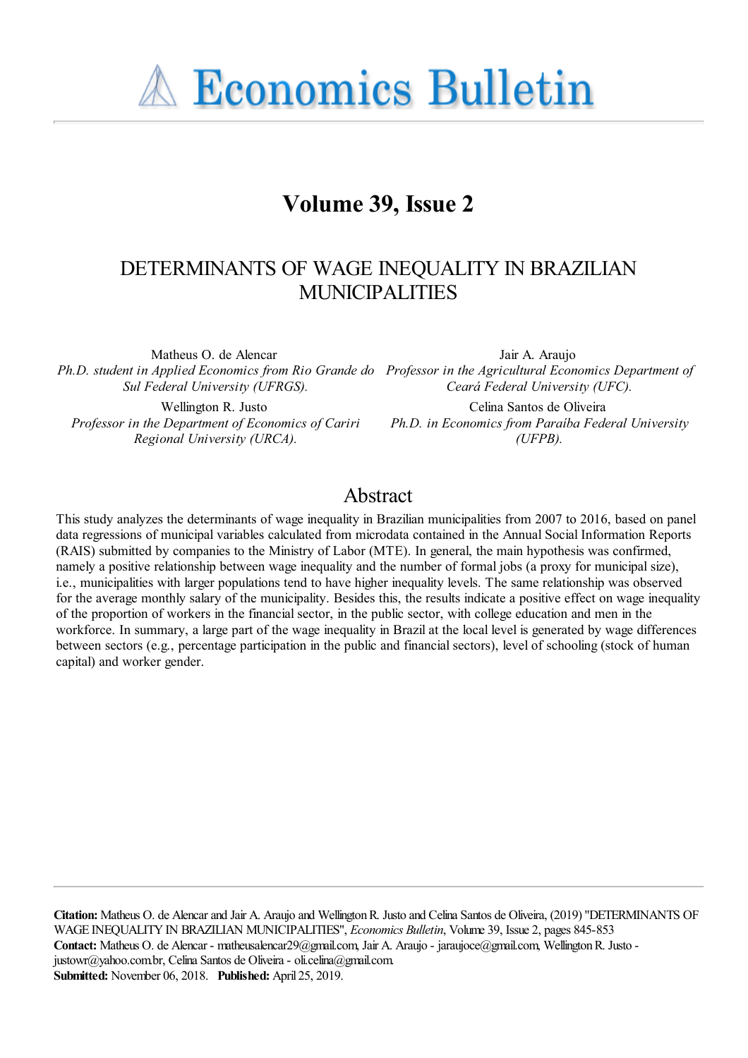# Economics Bulletin

## Volume 39, Issue 2

## DETERMINANTS OF WAGE INEQUALITY IN BRAZILIAN MUNICIPALITIES

Matheus O. de Alencar
*Ph.D. student in Applied Economics from Rio Grande do Sul Federal University (UFRGS).*

Jair A. Araujo
*Professor in the Agricultural Economics Department of Ceará Federal University (UFC).*

Wellington R. Justo
*Professor in the Department of Economics of Cariri Regional University (URCA).*

Celina Santos de Oliveira
*Ph.D. in Economics from Paraíba Federal University (UFPB).*

## Abstract

This study analyzes the determinants of wage inequality in Brazilian municipalities from 2007 to 2016, based on panel data regressions of municipal variables calculated from microdata contained in the Annual Social Information Reports (RAIS) submitted by companies to the Ministry of Labor (MTE). In general, the main hypothesis was confirmed, namely a positive relationship between wage inequality and the number of formal jobs (a proxy for municipal size), i.e., municipalities with larger populations tend to have higher inequality levels. The same relationship was observed for the average monthly salary of the municipality. Besides this, the results indicate a positive effect on wage inequality of the proportion of workers in the financial sector, in the public sector, with college education and men in the workforce. In summary, a large part of the wage inequality in Brazil at the local level is generated by wage differences between sectors (e.g., percentage participation in the public and financial sectors), level of schooling (stock of human capital) and worker gender.

**Citation:** Matheus O. de Alencar and Jair A. Araujo and Wellington R. Justo and Celina Santos de Oliveira, (2019) "DETERMINANTS OF WAGE INEQUALITY IN BRAZILIAN MUNICIPALITIES", *Economics Bulletin*, Volume 39, Issue 2, pages 845-853
**Contact:** Matheus O. de Alencar - matheusalencar29@gmail.com, Jair A. Araujo - jaraujoce@gmail.com, Wellington R. Justo - justowr@yahoo.com.br, Celina Santos de Oliveira - oli.celina@gmail.com.
**Submitted:** November 06, 2018. **Published:** April 25, 2019.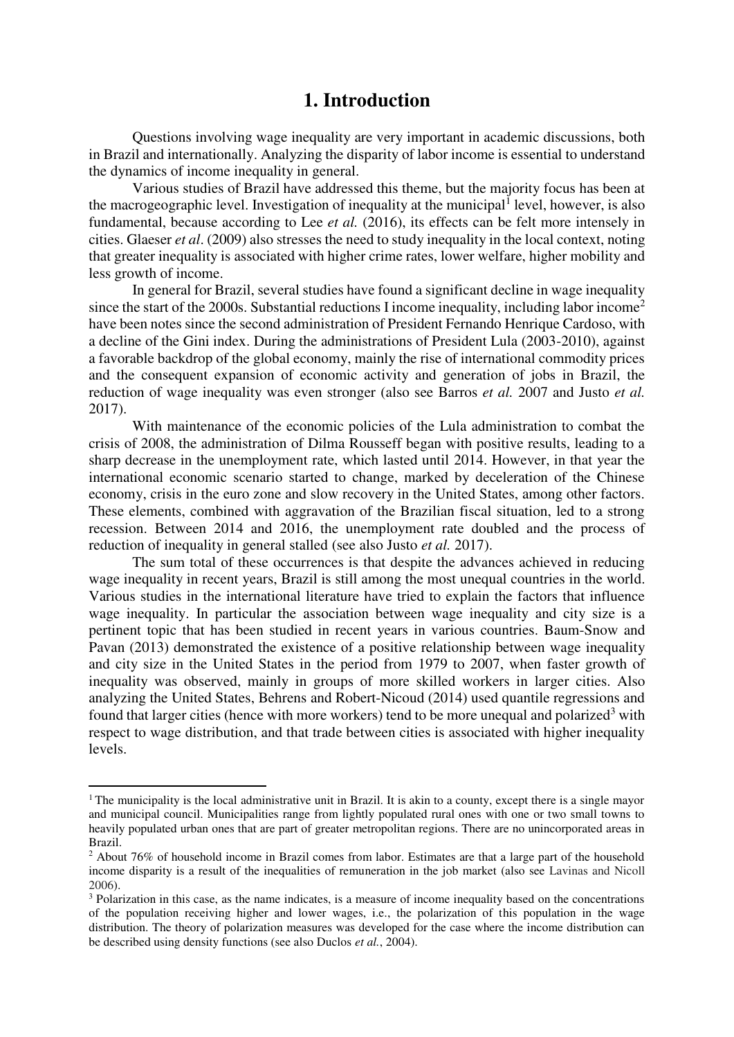# 1. Introduction

Questions involving wage inequality are very important in academic discussions, both in Brazil and internationally. Analyzing the disparity of labor income is essential to understand the dynamics of income inequality in general.

Various studies of Brazil have addressed this theme, but the majority focus has been at the macrogeographic level. Investigation of inequality at the municipal[1] level, however, is also fundamental, because according to Lee *et al.* (2016), its effects can be felt more intensely in cities. Glaeser *et al*. (2009) also stresses the need to study inequality in the local context, noting that greater inequality is associated with higher crime rates, lower welfare, higher mobility and less growth of income.

In general for Brazil, several studies have found a significant decline in wage inequality since the start of the 2000s. Substantial reductions I income inequality, including labor income[2] have been notes since the second administration of President Fernando Henrique Cardoso, with a decline of the Gini index. During the administrations of President Lula (2003-2010), against a favorable backdrop of the global economy, mainly the rise of international commodity prices and the consequent expansion of economic activity and generation of jobs in Brazil, the reduction of wage inequality was even stronger (also see Barros *et al.* 2007 and Justo *et al.* 2017).

With maintenance of the economic policies of the Lula administration to combat the crisis of 2008, the administration of Dilma Rousseff began with positive results, leading to a sharp decrease in the unemployment rate, which lasted until 2014. However, in that year the international economic scenario started to change, marked by deceleration of the Chinese economy, crisis in the euro zone and slow recovery in the United States, among other factors. These elements, combined with aggravation of the Brazilian fiscal situation, led to a strong recession. Between 2014 and 2016, the unemployment rate doubled and the process of reduction of inequality in general stalled (see also Justo *et al.* 2017).

The sum total of these occurrences is that despite the advances achieved in reducing wage inequality in recent years, Brazil is still among the most unequal countries in the world. Various studies in the international literature have tried to explain the factors that influence wage inequality. In particular the association between wage inequality and city size is a pertinent topic that has been studied in recent years in various countries. Baum-Snow and Pavan (2013) demonstrated the existence of a positive relationship between wage inequality and city size in the United States in the period from 1979 to 2007, when faster growth of inequality was observed, mainly in groups of more skilled workers in larger cities. Also analyzing the United States, Behrens and Robert-Nicoud (2014) used quantile regressions and found that larger cities (hence with more workers) tend to be more unequal and polarized[3] with respect to wage distribution, and that trade between cities is associated with higher inequality levels.

---

[1] The municipality is the local administrative unit in Brazil. It is akin to a county, except there is a single mayor and municipal council. Municipalities range from lightly populated rural ones with one or two small towns to heavily populated urban ones that are part of greater metropolitan regions. There are no unincorporated areas in Brazil.

[2] About 76% of household income in Brazil comes from labor. Estimates are that a large part of the household income disparity is a result of the inequalities of remuneration in the job market (also see Lavinas and Nicoll 2006).

[3] Polarization in this case, as the name indicates, is a measure of income inequality based on the concentrations of the population receiving higher and lower wages, i.e., the polarization of this population in the wage distribution. The theory of polarization measures was developed for the case where the income distribution can be described using density functions (see also Duclos *et al.*, 2004).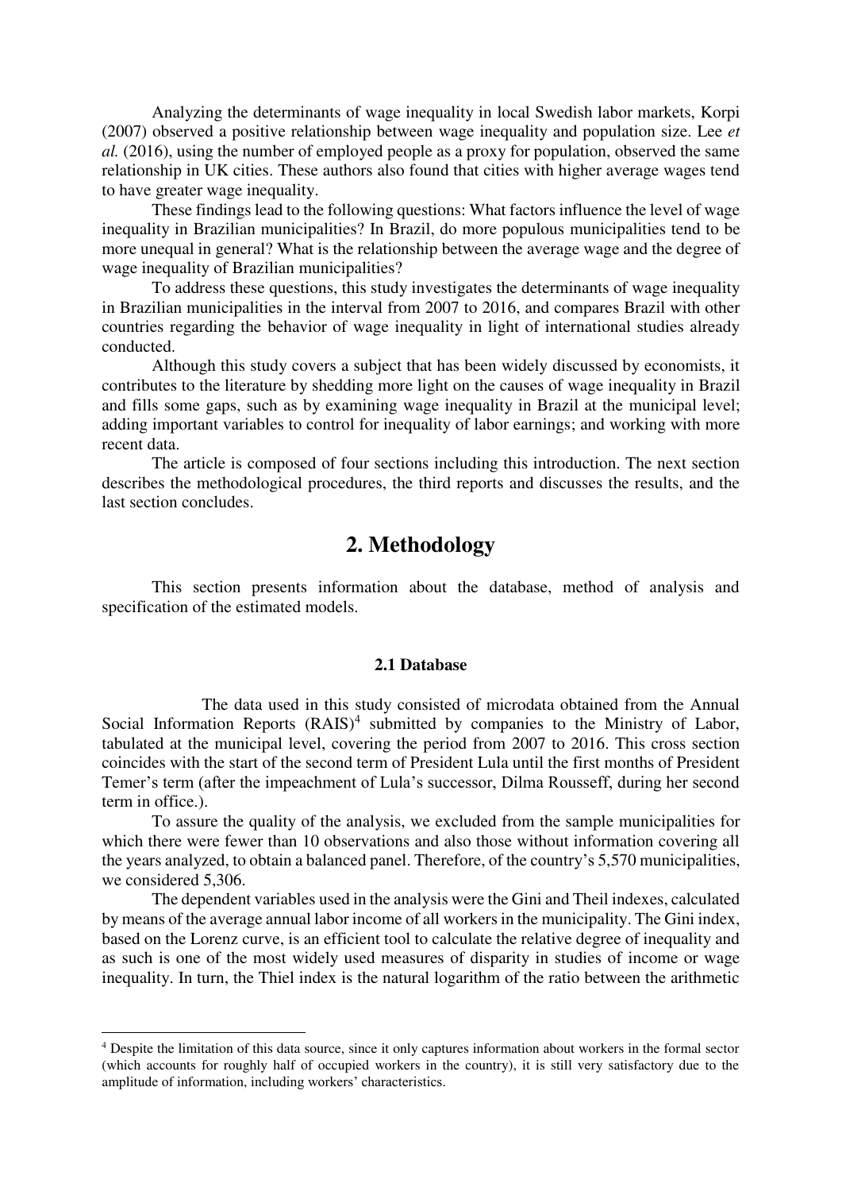Analyzing the determinants of wage inequality in local Swedish labor markets, Korpi (2007) observed a positive relationship between wage inequality and population size. Lee *et al.* (2016), using the number of employed people as a proxy for population, observed the same relationship in UK cities. These authors also found that cities with higher average wages tend to have greater wage inequality.

These findings lead to the following questions: What factors influence the level of wage inequality in Brazilian municipalities? In Brazil, do more populous municipalities tend to be more unequal in general? What is the relationship between the average wage and the degree of wage inequality of Brazilian municipalities?

To address these questions, this study investigates the determinants of wage inequality in Brazilian municipalities in the interval from 2007 to 2016, and compares Brazil with other countries regarding the behavior of wage inequality in light of international studies already conducted.

Although this study covers a subject that has been widely discussed by economists, it contributes to the literature by shedding more light on the causes of wage inequality in Brazil and fills some gaps, such as by examining wage inequality in Brazil at the municipal level; adding important variables to control for inequality of labor earnings; and working with more recent data.

The article is composed of four sections including this introduction. The next section describes the methodological procedures, the third reports and discusses the results, and the last section concludes.

## 2. Methodology

This section presents information about the database, method of analysis and specification of the estimated models.

### 2.1 Database

The data used in this study consisted of microdata obtained from the Annual Social Information Reports (RAIS)[4] submitted by companies to the Ministry of Labor, tabulated at the municipal level, covering the period from 2007 to 2016. This cross section coincides with the start of the second term of President Lula until the first months of President Temer's term (after the impeachment of Lula's successor, Dilma Rousseff, during her second term in office.).

To assure the quality of the analysis, we excluded from the sample municipalities for which there were fewer than 10 observations and also those without information covering all the years analyzed, to obtain a balanced panel. Therefore, of the country's 5,570 municipalities, we considered 5,306.

The dependent variables used in the analysis were the Gini and Theil indexes, calculated by means of the average annual labor income of all workers in the municipality. The Gini index, based on the Lorenz curve, is an efficient tool to calculate the relative degree of inequality and as such is one of the most widely used measures of disparity in studies of income or wage inequality. In turn, the Thiel index is the natural logarithm of the ratio between the arithmetic

[4] Despite the limitation of this data source, since it only captures information about workers in the formal sector (which accounts for roughly half of occupied workers in the country), it is still very satisfactory due to the amplitude of information, including workers' characteristics.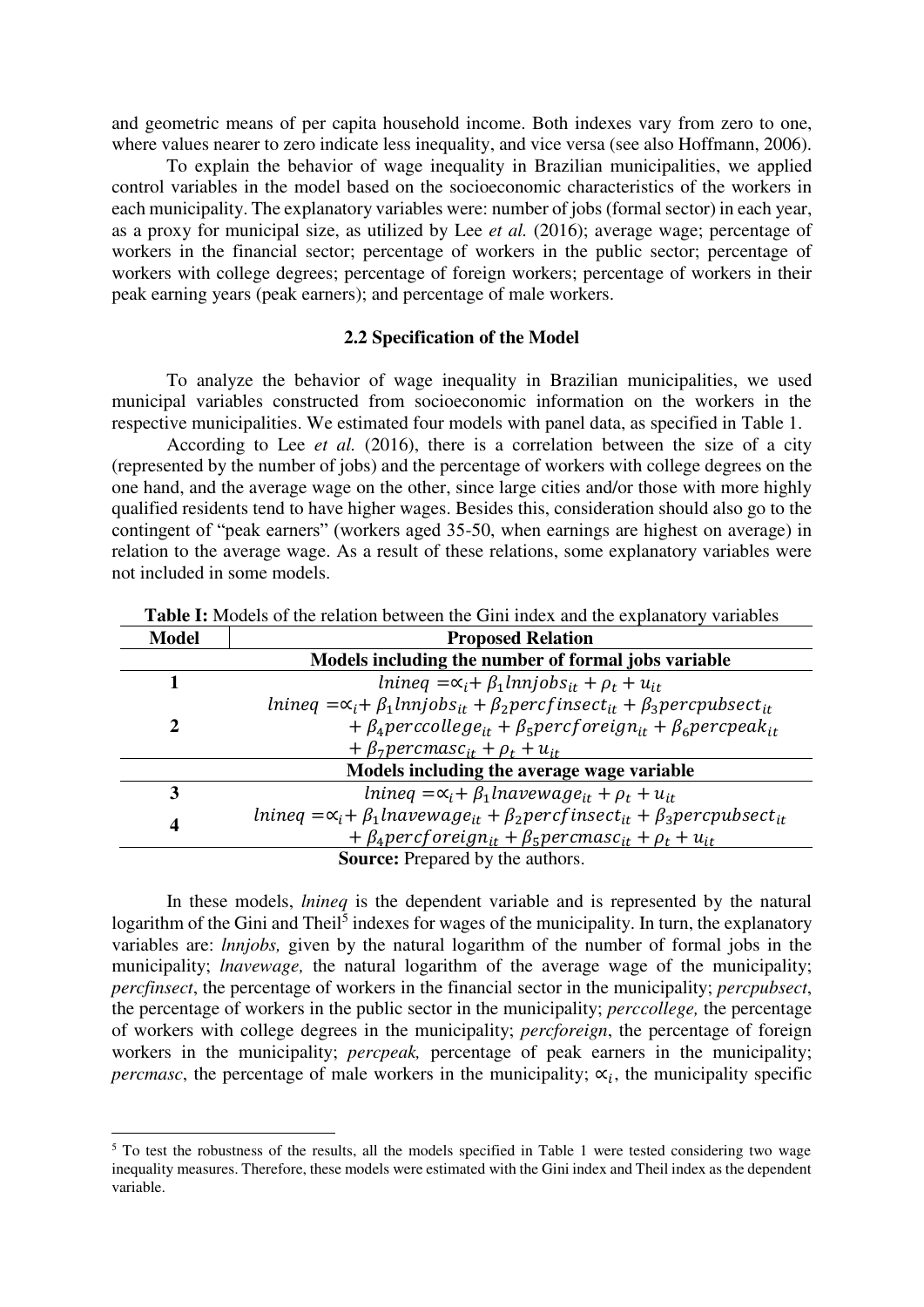and geometric means of per capita household income. Both indexes vary from zero to one, where values nearer to zero indicate less inequality, and vice versa (see also Hoffmann, 2006).

To explain the behavior of wage inequality in Brazilian municipalities, we applied control variables in the model based on the socioeconomic characteristics of the workers in each municipality. The explanatory variables were: number of jobs (formal sector) in each year, as a proxy for municipal size, as utilized by Lee *et al.* (2016); average wage; percentage of workers in the financial sector; percentage of workers in the public sector; percentage of workers with college degrees; percentage of foreign workers; percentage of workers in their peak earning years (peak earners); and percentage of male workers.

### 2.2 Specification of the Model

To analyze the behavior of wage inequality in Brazilian municipalities, we used municipal variables constructed from socioeconomic information on the workers in the respective municipalities. We estimated four models with panel data, as specified in Table 1.

According to Lee *et al.* (2016), there is a correlation between the size of a city (represented by the number of jobs) and the percentage of workers with college degrees on the one hand, and the average wage on the other, since large cities and/or those with more highly qualified residents tend to have higher wages. Besides this, consideration should also go to the contingent of "peak earners" (workers aged 35-50, when earnings are highest on average) in relation to the average wage. As a result of these relations, some explanatory variables were not included in some models.

**Table I:** Models of the relation between the Gini index and the explanatory variables

| Model | Proposed Relation |
|---|---|
| | **Models including the number of formal jobs variable** |
| **1** | $lnineq = \propto_i + \beta_1 lnnjobs_{it} + \rho_t + u_{it}$ |
| **2** | $lnineq = \propto_i + \beta_1 lnnjobs_{it} + \beta_2 percfinsect_{it} + \beta_3 percpubsect_{it} + \beta_4 perccollege_{it} + \beta_5 percforeign_{it} + \beta_6 percpeak_{it} + \beta_7 percmasc_{it} + \rho_t + u_{it}$ |
| | **Models including the average wage variable** |
| **3** | $lnineq = \propto_i + \beta_1 lnavewage_{it} + \rho_t + u_{it}$ |
| **4** | $lnineq = \propto_i + \beta_1 lnavewage_{it} + \beta_2 percfinsect_{it} + \beta_3 percpubsect_{it} + \beta_4 percforeign_{it} + \beta_5 percmasc_{it} + \rho_t + u_{it}$ |

**Source:** Prepared by the authors.

In these models, *lnineq* is the dependent variable and is represented by the natural logarithm of the Gini and Theil[5] indexes for wages of the municipality. In turn, the explanatory variables are: *lnnjobs,* given by the natural logarithm of the number of formal jobs in the municipality; *lnavewage,* the natural logarithm of the average wage of the municipality; *percfinsect*, the percentage of workers in the financial sector in the municipality; *percpubsect*, the percentage of workers in the public sector in the municipality; *perccollege,* the percentage of workers with college degrees in the municipality; *percforeign*, the percentage of foreign workers in the municipality; *percpeak,* percentage of peak earners in the municipality; *percmasc*, the percentage of male workers in the municipality; $\propto_i$, the municipality specific

[5] To test the robustness of the results, all the models specified in Table 1 were tested considering two wage inequality measures. Therefore, these models were estimated with the Gini index and Theil index as the dependent variable.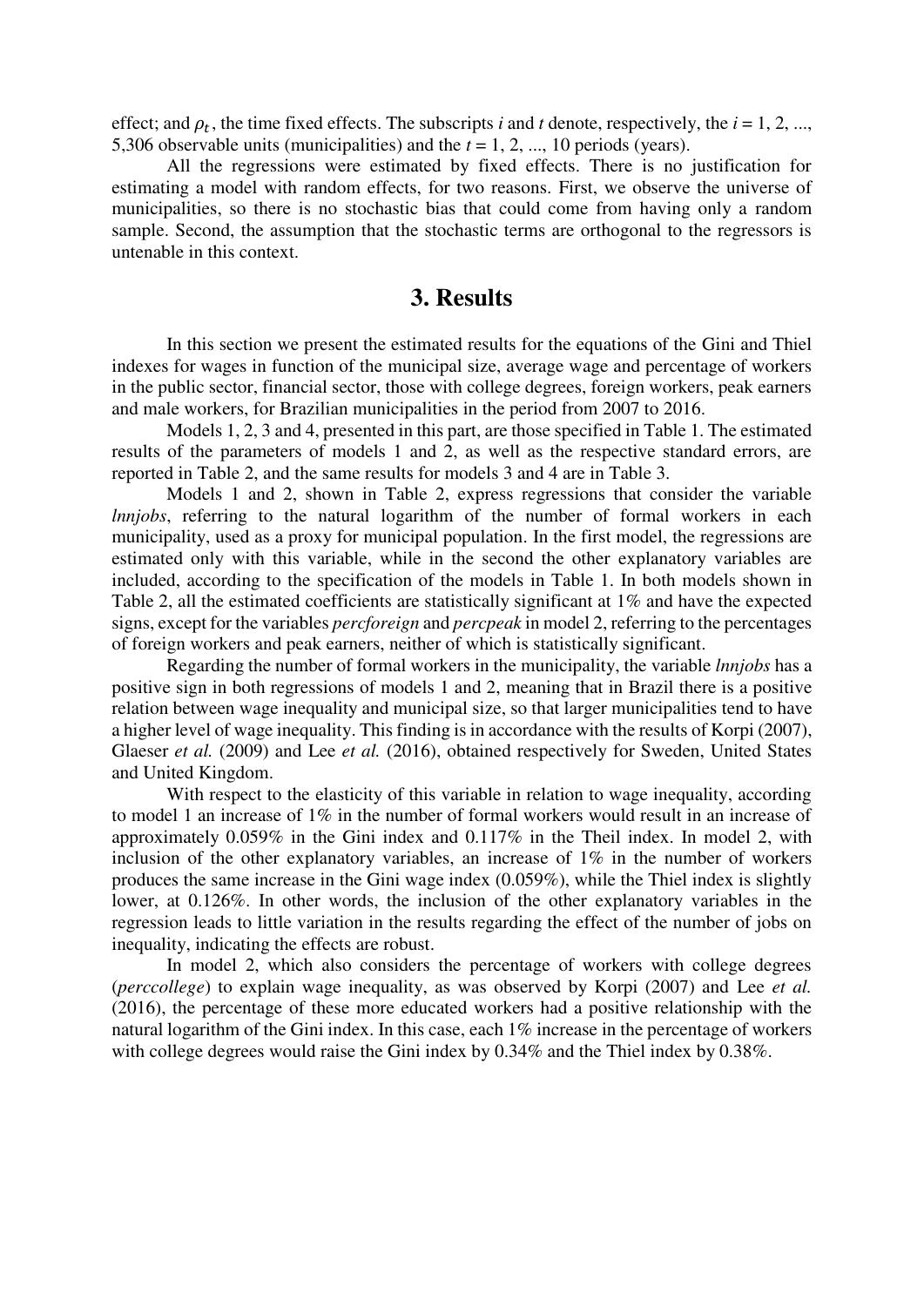effect; and $\rho_t$, the time fixed effects. The subscripts $i$ and $t$ denote, respectively, the $i = 1, 2, ..., 5{,}306$ observable units (municipalities) and the $t = 1, 2, ..., 10$ periods (years).

All the regressions were estimated by fixed effects. There is no justification for estimating a model with random effects, for two reasons. First, we observe the universe of municipalities, so there is no stochastic bias that could come from having only a random sample. Second, the assumption that the stochastic terms are orthogonal to the regressors is untenable in this context.

## 3. Results

In this section we present the estimated results for the equations of the Gini and Thiel indexes for wages in function of the municipal size, average wage and percentage of workers in the public sector, financial sector, those with college degrees, foreign workers, peak earners and male workers, for Brazilian municipalities in the period from 2007 to 2016.

Models 1, 2, 3 and 4, presented in this part, are those specified in Table 1. The estimated results of the parameters of models 1 and 2, as well as the respective standard errors, are reported in Table 2, and the same results for models 3 and 4 are in Table 3.

Models 1 and 2, shown in Table 2, express regressions that consider the variable *lnnjobs*, referring to the natural logarithm of the number of formal workers in each municipality, used as a proxy for municipal population. In the first model, the regressions are estimated only with this variable, while in the second the other explanatory variables are included, according to the specification of the models in Table 1. In both models shown in Table 2, all the estimated coefficients are statistically significant at 1% and have the expected signs, except for the variables *percforeign* and *percpeak* in model 2, referring to the percentages of foreign workers and peak earners, neither of which is statistically significant.

Regarding the number of formal workers in the municipality, the variable *lnnjobs* has a positive sign in both regressions of models 1 and 2, meaning that in Brazil there is a positive relation between wage inequality and municipal size, so that larger municipalities tend to have a higher level of wage inequality. This finding is in accordance with the results of Korpi (2007), Glaeser *et al.* (2009) and Lee *et al.* (2016), obtained respectively for Sweden, United States and United Kingdom.

With respect to the elasticity of this variable in relation to wage inequality, according to model 1 an increase of 1% in the number of formal workers would result in an increase of approximately 0.059% in the Gini index and 0.117% in the Theil index. In model 2, with inclusion of the other explanatory variables, an increase of 1% in the number of workers produces the same increase in the Gini wage index (0.059%), while the Thiel index is slightly lower, at 0.126%. In other words, the inclusion of the other explanatory variables in the regression leads to little variation in the results regarding the effect of the number of jobs on inequality, indicating the effects are robust.

In model 2, which also considers the percentage of workers with college degrees (*perccollege*) to explain wage inequality, as was observed by Korpi (2007) and Lee *et al.* (2016), the percentage of these more educated workers had a positive relationship with the natural logarithm of the Gini index. In this case, each 1% increase in the percentage of workers with college degrees would raise the Gini index by 0.34% and the Thiel index by 0.38%.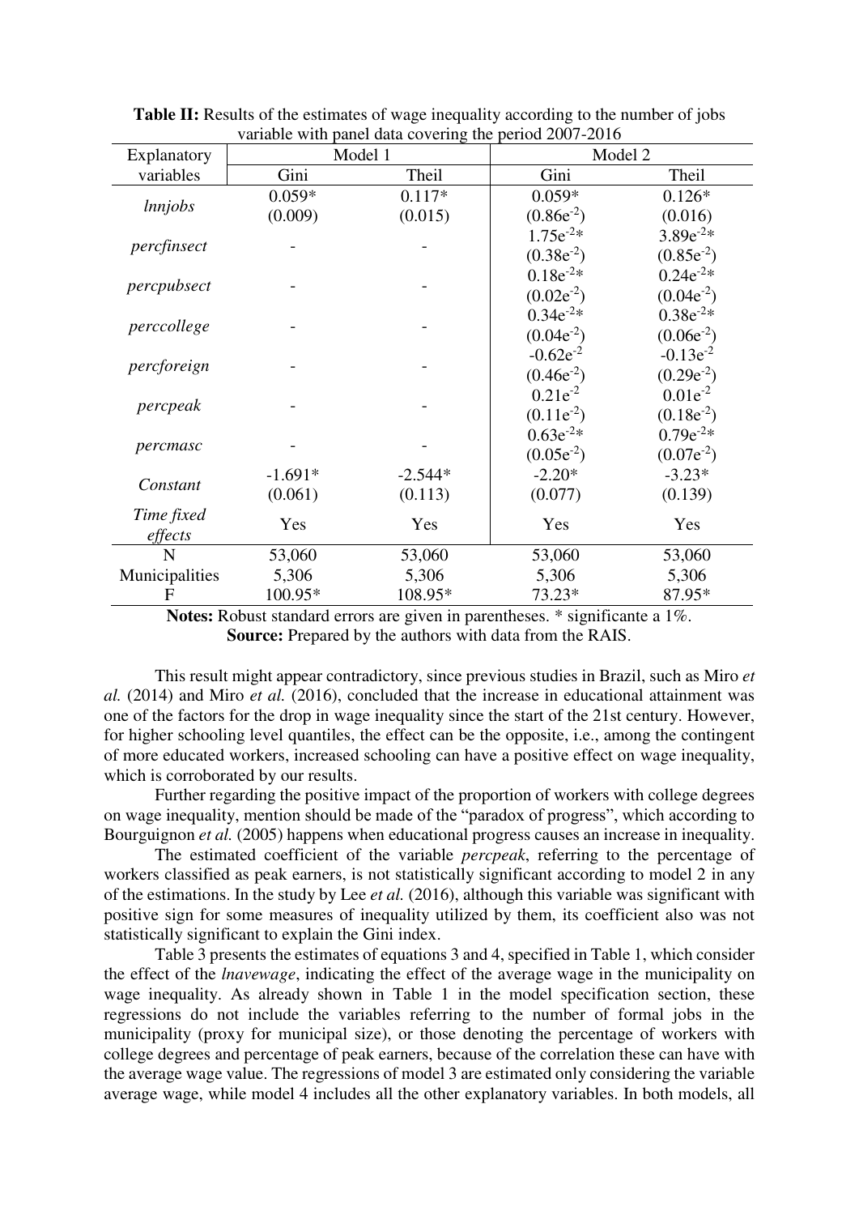**Table II:** Results of the estimates of wage inequality according to the number of jobs variable with panel data covering the period 2007-2016

| Explanatory variables | Model 1 | | Model 2 | |
|---|---|---|---|---|
| | Gini | Theil | Gini | Theil |
| *lnnjobs* | 0.059* (0.009) | 0.117* (0.015) | 0.059* ($0.86e^{-2}$) | 0.126* (0.016) |
| *percfinsect* | - | - | $1.75e^{-2}$* ($0.38e^{-2}$) | $3.89e^{-2}$* ($0.85e^{-2}$) |
| *percpubsect* | - | - | $0.18e^{-2}$* ($0.02e^{-2}$) | $0.24e^{-2}$* ($0.04e^{-2}$) |
| *perccollege* | - | - | $0.34e^{-2}$* ($0.04e^{-2}$) | $0.38e^{-2}$* ($0.06e^{-2}$) |
| *percforeign* | - | - | $-0.62e^{-2}$ ($0.46e^{-2}$) | $-0.13e^{-2}$ ($0.29e^{-2}$) |
| *percpeak* | - | - | $0.21e^{-2}$ ($0.11e^{-2}$) | $0.01e^{-2}$ ($0.18e^{-2}$) |
| *percmasc* | - | - | $0.63e^{-2}$* ($0.05e^{-2}$) | $0.79e^{-2}$* ($0.07e^{-2}$) |
| *Constant* | -1.691* (0.061) | -2.544* (0.113) | -2.20* (0.077) | -3.23* (0.139) |
| *Time fixed effects* | Yes | Yes | Yes | Yes |
| N | 53,060 | 53,060 | 53,060 | 53,060 |
| Municipalities | 5,306 | 5,306 | 5,306 | 5,306 |
| F | 100.95* | 108.95* | 73.23* | 87.95* |

**Notes:** Robust standard errors are given in parentheses. * significante a 1%.
**Source:** Prepared by the authors with data from the RAIS.

This result might appear contradictory, since previous studies in Brazil, such as Miro *et al.* (2014) and Miro *et al.* (2016), concluded that the increase in educational attainment was one of the factors for the drop in wage inequality since the start of the 21st century. However, for higher schooling level quantiles, the effect can be the opposite, i.e., among the contingent of more educated workers, increased schooling can have a positive effect on wage inequality, which is corroborated by our results.

Further regarding the positive impact of the proportion of workers with college degrees on wage inequality, mention should be made of the "paradox of progress", which according to Bourguignon *et al.* (2005) happens when educational progress causes an increase in inequality.

The estimated coefficient of the variable *percpeak*, referring to the percentage of workers classified as peak earners, is not statistically significant according to model 2 in any of the estimations. In the study by Lee *et al.* (2016), although this variable was significant with positive sign for some measures of inequality utilized by them, its coefficient also was not statistically significant to explain the Gini index.

Table 3 presents the estimates of equations 3 and 4, specified in Table 1, which consider the effect of the *lnavewage*, indicating the effect of the average wage in the municipality on wage inequality. As already shown in Table 1 in the model specification section, these regressions do not include the variables referring to the number of formal jobs in the municipality (proxy for municipal size), or those denoting the percentage of workers with college degrees and percentage of peak earners, because of the correlation these can have with the average wage value. The regressions of model 3 are estimated only considering the variable average wage, while model 4 includes all the other explanatory variables. In both models, all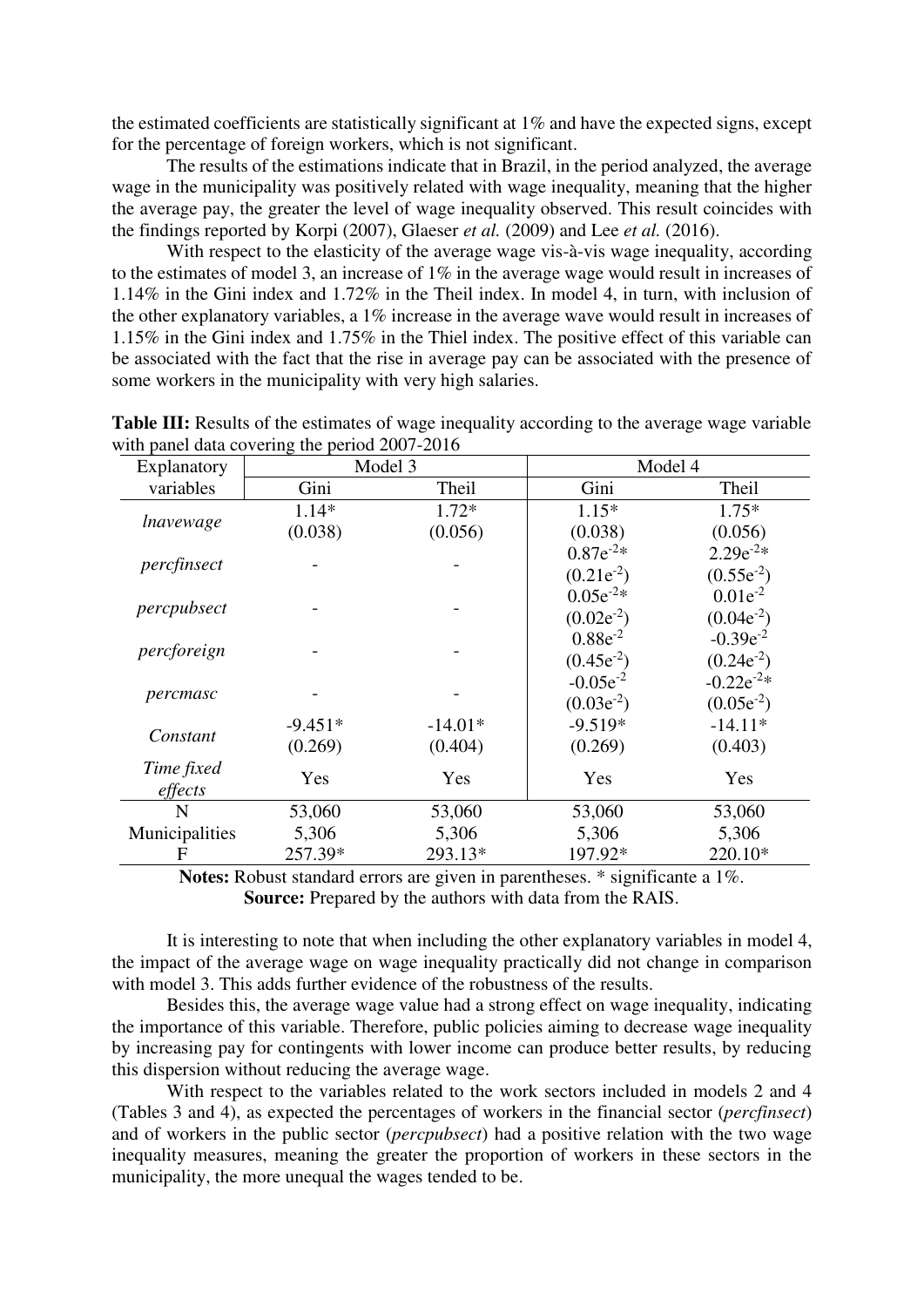the estimated coefficients are statistically significant at 1% and have the expected signs, except for the percentage of foreign workers, which is not significant.

The results of the estimations indicate that in Brazil, in the period analyzed, the average wage in the municipality was positively related with wage inequality, meaning that the higher the average pay, the greater the level of wage inequality observed. This result coincides with the findings reported by Korpi (2007), Glaeser *et al.* (2009) and Lee *et al.* (2016).

With respect to the elasticity of the average wage vis-à-vis wage inequality, according to the estimates of model 3, an increase of 1% in the average wage would result in increases of 1.14% in the Gini index and 1.72% in the Theil index. In model 4, in turn, with inclusion of the other explanatory variables, a 1% increase in the average wave would result in increases of 1.15% in the Gini index and 1.75% in the Thiel index. The positive effect of this variable can be associated with the fact that the rise in average pay can be associated with the presence of some workers in the municipality with very high salaries.

**Table III:** Results of the estimates of wage inequality according to the average wage variable with panel data covering the period 2007-2016

| Explanatory variables | Model 3 | | Model 4 | |
|---|---|---|---|---|
| | Gini | Theil | Gini | Theil |
| *lnavewage* | 1.14* | 1.72* | 1.15* | 1.75* |
| | (0.038) | (0.056) | (0.038) | (0.056) |
| *percfinsect* | - | - | $0.87e^{-2}$* | $2.29e^{-2}$* |
| | | | $(0.21e^{-2})$ | $(0.55e^{-2})$ |
| *percpubsect* | - | - | $0.05e^{-2}$* | $0.01e^{-2}$ |
| | | | $(0.02e^{-2})$ | $(0.04e^{-2})$ |
| *percforeign* | - | - | $0.88e^{-2}$ | $-0.39e^{-2}$ |
| | | | $(0.45e^{-2})$ | $(0.24e^{-2})$ |
| *percmasc* | - | - | $-0.05e^{-2}$ | $-0.22e^{-2}$* |
| | | | $(0.03e^{-2})$ | $(0.05e^{-2})$ |
| *Constant* | -9.451* | -14.01* | -9.519* | -14.11* |
| | (0.269) | (0.404) | (0.269) | (0.403) |
| *Time fixed effects* | Yes | Yes | Yes | Yes |
| N | 53,060 | 53,060 | 53,060 | 53,060 |
| Municipalities | 5,306 | 5,306 | 5,306 | 5,306 |
| F | 257.39* | 293.13* | 197.92* | 220.10* |

**Notes:** Robust standard errors are given in parentheses. * significante a 1%.
**Source:** Prepared by the authors with data from the RAIS.

It is interesting to note that when including the other explanatory variables in model 4, the impact of the average wage on wage inequality practically did not change in comparison with model 3. This adds further evidence of the robustness of the results.

Besides this, the average wage value had a strong effect on wage inequality, indicating the importance of this variable. Therefore, public policies aiming to decrease wage inequality by increasing pay for contingents with lower income can produce better results, by reducing this dispersion without reducing the average wage.

With respect to the variables related to the work sectors included in models 2 and 4 (Tables 3 and 4), as expected the percentages of workers in the financial sector (*percfinsect*) and of workers in the public sector (*percpubsect*) had a positive relation with the two wage inequality measures, meaning the greater the proportion of workers in these sectors in the municipality, the more unequal the wages tended to be.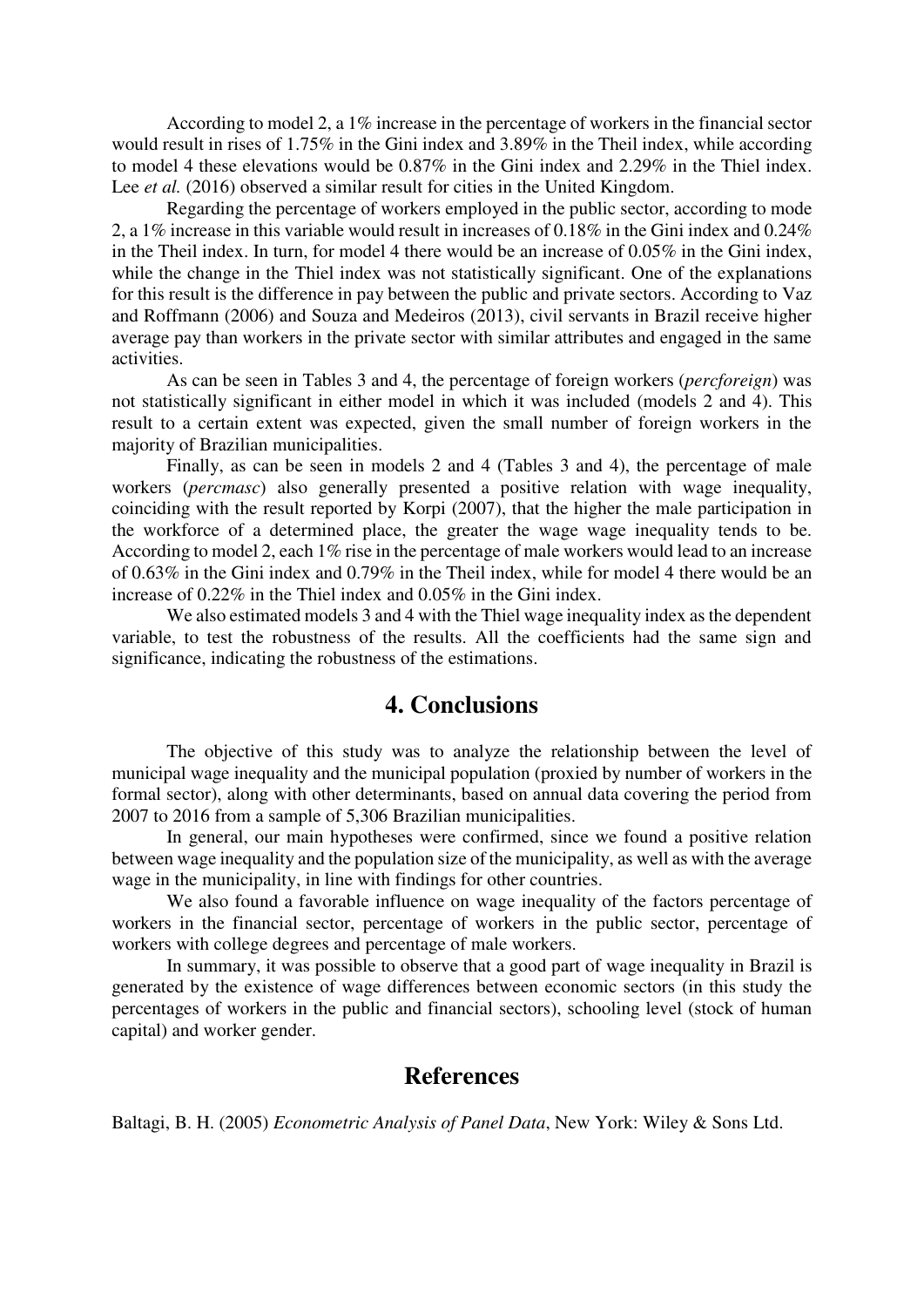According to model 2, a 1% increase in the percentage of workers in the financial sector would result in rises of 1.75% in the Gini index and 3.89% in the Theil index, while according to model 4 these elevations would be 0.87% in the Gini index and 2.29% in the Thiel index. Lee *et al.* (2016) observed a similar result for cities in the United Kingdom.

Regarding the percentage of workers employed in the public sector, according to mode 2, a 1% increase in this variable would result in increases of 0.18% in the Gini index and 0.24% in the Theil index. In turn, for model 4 there would be an increase of 0.05% in the Gini index, while the change in the Thiel index was not statistically significant. One of the explanations for this result is the difference in pay between the public and private sectors. According to Vaz and Roffmann (2006) and Souza and Medeiros (2013), civil servants in Brazil receive higher average pay than workers in the private sector with similar attributes and engaged in the same activities.

As can be seen in Tables 3 and 4, the percentage of foreign workers (*percforeign*) was not statistically significant in either model in which it was included (models 2 and 4). This result to a certain extent was expected, given the small number of foreign workers in the majority of Brazilian municipalities.

Finally, as can be seen in models 2 and 4 (Tables 3 and 4), the percentage of male workers (*percmasc*) also generally presented a positive relation with wage inequality, coinciding with the result reported by Korpi (2007), that the higher the male participation in the workforce of a determined place, the greater the wage wage inequality tends to be. According to model 2, each 1% rise in the percentage of male workers would lead to an increase of 0.63% in the Gini index and 0.79% in the Theil index, while for model 4 there would be an increase of 0.22% in the Thiel index and 0.05% in the Gini index.

We also estimated models 3 and 4 with the Thiel wage inequality index as the dependent variable, to test the robustness of the results. All the coefficients had the same sign and significance, indicating the robustness of the estimations.

# 4. Conclusions

The objective of this study was to analyze the relationship between the level of municipal wage inequality and the municipal population (proxied by number of workers in the formal sector), along with other determinants, based on annual data covering the period from 2007 to 2016 from a sample of 5,306 Brazilian municipalities.

In general, our main hypotheses were confirmed, since we found a positive relation between wage inequality and the population size of the municipality, as well as with the average wage in the municipality, in line with findings for other countries.

We also found a favorable influence on wage inequality of the factors percentage of workers in the financial sector, percentage of workers in the public sector, percentage of workers with college degrees and percentage of male workers.

In summary, it was possible to observe that a good part of wage inequality in Brazil is generated by the existence of wage differences between economic sectors (in this study the percentages of workers in the public and financial sectors), schooling level (stock of human capital) and worker gender.

# References

Baltagi, B. H. (2005) *Econometric Analysis of Panel Data*, New York: Wiley & Sons Ltd.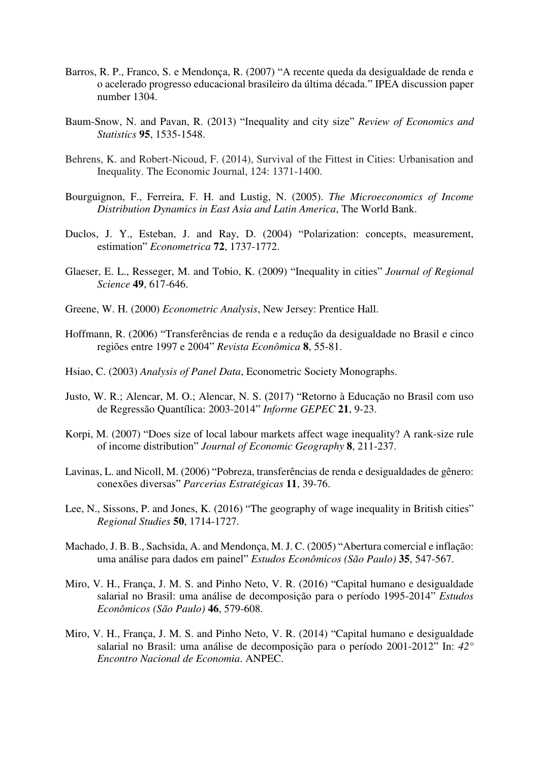Barros, R. P., Franco, S. e Mendonça, R. (2007) "A recente queda da desigualdade de renda e o acelerado progresso educacional brasileiro da última década." IPEA discussion paper number 1304.

Baum-Snow, N. and Pavan, R. (2013) "Inequality and city size" *Review of Economics and Statistics* **95**, 1535-1548.

Behrens, K. and Robert-Nicoud, F. (2014), Survival of the Fittest in Cities: Urbanisation and Inequality. The Economic Journal, 124: 1371-1400.

Bourguignon, F., Ferreira, F. H. and Lustig, N. (2005). *The Microeconomics of Income Distribution Dynamics in East Asia and Latin America*, The World Bank.

Duclos, J. Y., Esteban, J. and Ray, D. (2004) "Polarization: concepts, measurement, estimation" *Econometrica* **72**, 1737-1772.

Glaeser, E. L., Resseger, M. and Tobio, K. (2009) "Inequality in cities" *Journal of Regional Science* **49**, 617-646.

Greene, W. H. (2000) *Econometric Analysis*, New Jersey: Prentice Hall.

Hoffmann, R. (2006) "Transferências de renda e a redução da desigualdade no Brasil e cinco regiões entre 1997 e 2004" *Revista Econômica* **8**, 55-81.

Hsiao, C. (2003) *Analysis of Panel Data*, Econometric Society Monographs.

Justo, W. R.; Alencar, M. O.; Alencar, N. S. (2017) "Retorno à Educação no Brasil com uso de Regressão Quantílica: 2003-2014" *Informe GEPEC* **21**, 9-23.

Korpi, M. (2007) "Does size of local labour markets affect wage inequality? A rank-size rule of income distribution" *Journal of Economic Geography* **8**, 211-237.

Lavinas, L. and Nicoll, M. (2006) "Pobreza, transferências de renda e desigualdades de gênero: conexões diversas" *Parcerias Estratégicas* **11**, 39-76.

Lee, N., Sissons, P. and Jones, K. (2016) "The geography of wage inequality in British cities" *Regional Studies* **50**, 1714-1727.

Machado, J. B. B., Sachsida, A. and Mendonça, M. J. C. (2005) "Abertura comercial e inflação: uma análise para dados em painel" *Estudos Econômicos (São Paulo)* **35**, 547-567.

Miro, V. H., França, J. M. S. and Pinho Neto, V. R. (2016) "Capital humano e desigualdade salarial no Brasil: uma análise de decomposição para o período 1995-2014" *Estudos Econômicos (São Paulo)* **46**, 579-608.

Miro, V. H., França, J. M. S. and Pinho Neto, V. R. (2014) "Capital humano e desigualdade salarial no Brasil: uma análise de decomposição para o período 2001-2012" In: *42° Encontro Nacional de Economia*. ANPEC.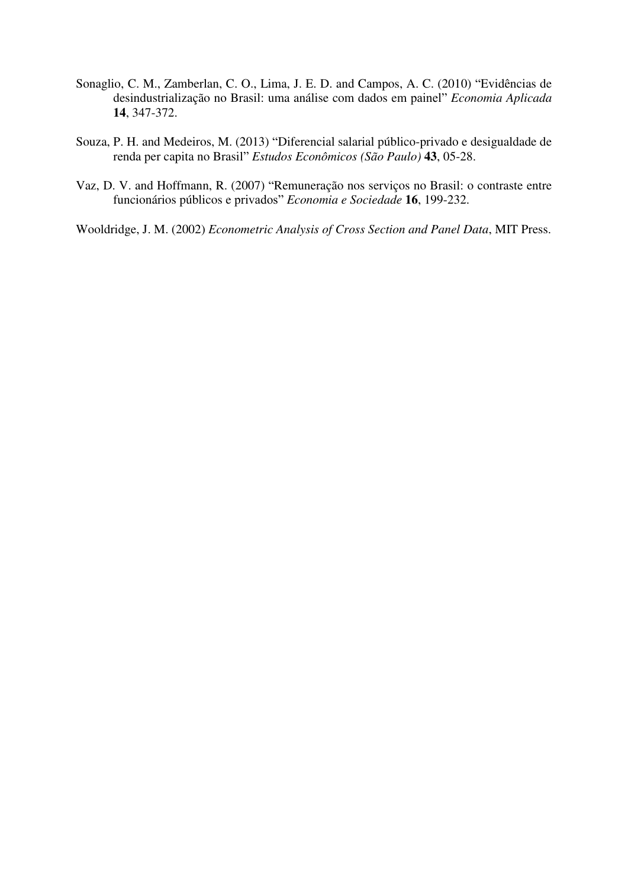Sonaglio, C. M., Zamberlan, C. O., Lima, J. E. D. and Campos, A. C. (2010) "Evidências de desindustrialização no Brasil: uma análise com dados em painel" *Economia Aplicada* **14**, 347-372.

Souza, P. H. and Medeiros, M. (2013) "Diferencial salarial público-privado e desigualdade de renda per capita no Brasil" *Estudos Econômicos (São Paulo)* **43**, 05-28.

Vaz, D. V. and Hoffmann, R. (2007) "Remuneração nos serviços no Brasil: o contraste entre funcionários públicos e privados" *Economia e Sociedade* **16**, 199-232.

Wooldridge, J. M. (2002) *Econometric Analysis of Cross Section and Panel Data*, MIT Press.